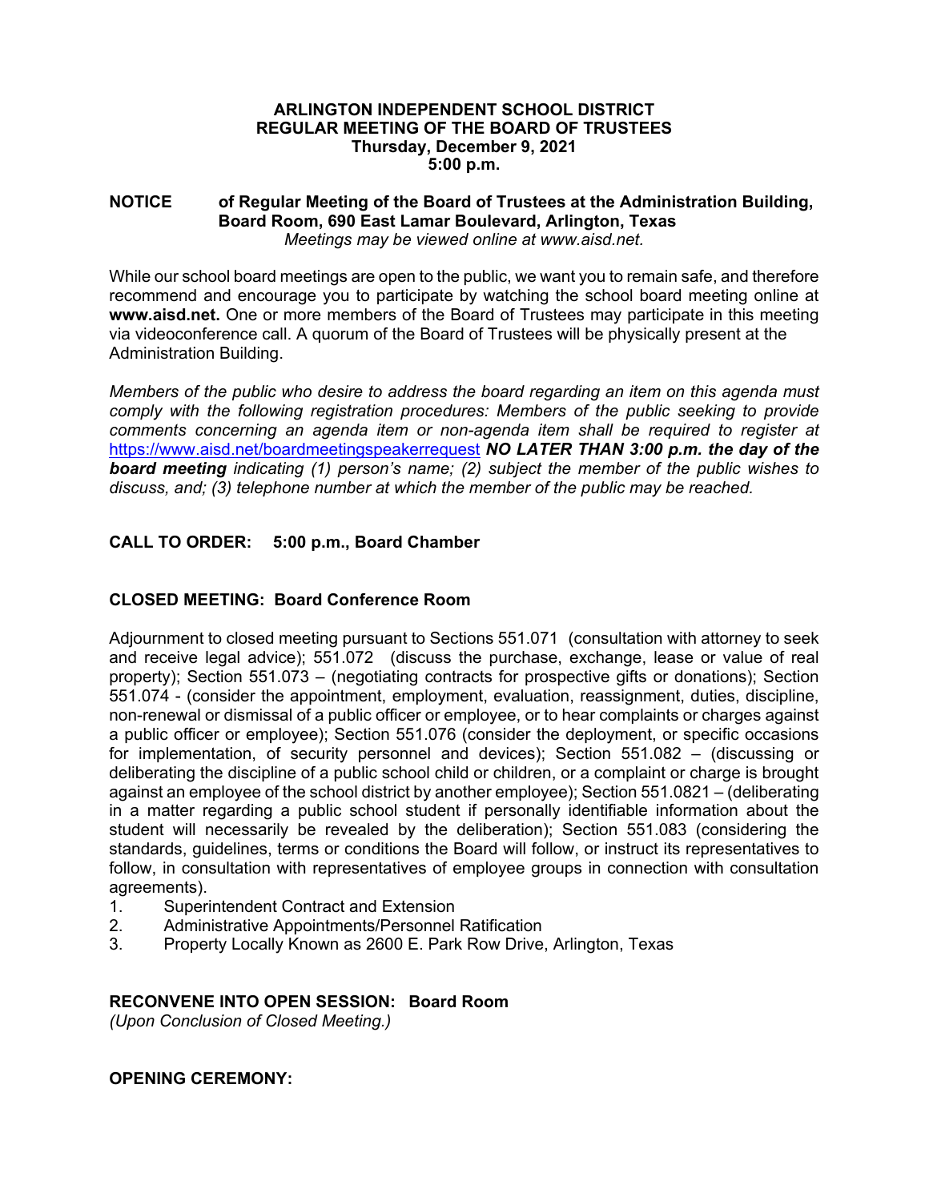**ARLINGTON INDEPENDENT SCHOOL DISTRICT**
**REGULAR MEETING OF THE BOARD OF TRUSTEES**
**Thursday, December 9, 2021**
**5:00 p.m.**

**NOTICE** **of Regular Meeting of the Board of Trustees at the Administration Building, Board Room, 690 East Lamar Boulevard, Arlington, Texas**
*Meetings may be viewed online at www.aisd.net.*

While our school board meetings are open to the public, we want you to remain safe, and therefore recommend and encourage you to participate by watching the school board meeting online at **www.aisd.net.** One or more members of the Board of Trustees may participate in this meeting via videoconference call. A quorum of the Board of Trustees will be physically present at the Administration Building.

*Members of the public who desire to address the board regarding an item on this agenda must comply with the following registration procedures: Members of the public seeking to provide comments concerning an agenda item or non-agenda item shall be required to register at* https://www.aisd.net/boardmeetingspeakerrequest ***NO LATER THAN 3:00 p.m. the day of the board meeting*** *indicating (1) person's name; (2) subject the member of the public wishes to discuss, and; (3) telephone number at which the member of the public may be reached.*

## CALL TO ORDER: 5:00 p.m., Board Chamber

## CLOSED MEETING: Board Conference Room

Adjournment to closed meeting pursuant to Sections 551.071 (consultation with attorney to seek and receive legal advice); 551.072 (discuss the purchase, exchange, lease or value of real property); Section 551.073 – (negotiating contracts for prospective gifts or donations); Section 551.074 - (consider the appointment, employment, evaluation, reassignment, duties, discipline, non-renewal or dismissal of a public officer or employee, or to hear complaints or charges against a public officer or employee); Section 551.076 (consider the deployment, or specific occasions for implementation, of security personnel and devices); Section 551.082 – (discussing or deliberating the discipline of a public school child or children, or a complaint or charge is brought against an employee of the school district by another employee); Section 551.0821 – (deliberating in a matter regarding a public school student if personally identifiable information about the student will necessarily be revealed by the deliberation); Section 551.083 (considering the standards, guidelines, terms or conditions the Board will follow, or instruct its representatives to follow, in consultation with representatives of employee groups in connection with consultation agreements).

1. Superintendent Contract and Extension
2. Administrative Appointments/Personnel Ratification
3. Property Locally Known as 2600 E. Park Row Drive, Arlington, Texas

## RECONVENE INTO OPEN SESSION: Board Room

*(Upon Conclusion of Closed Meeting.)*

## OPENING CEREMONY: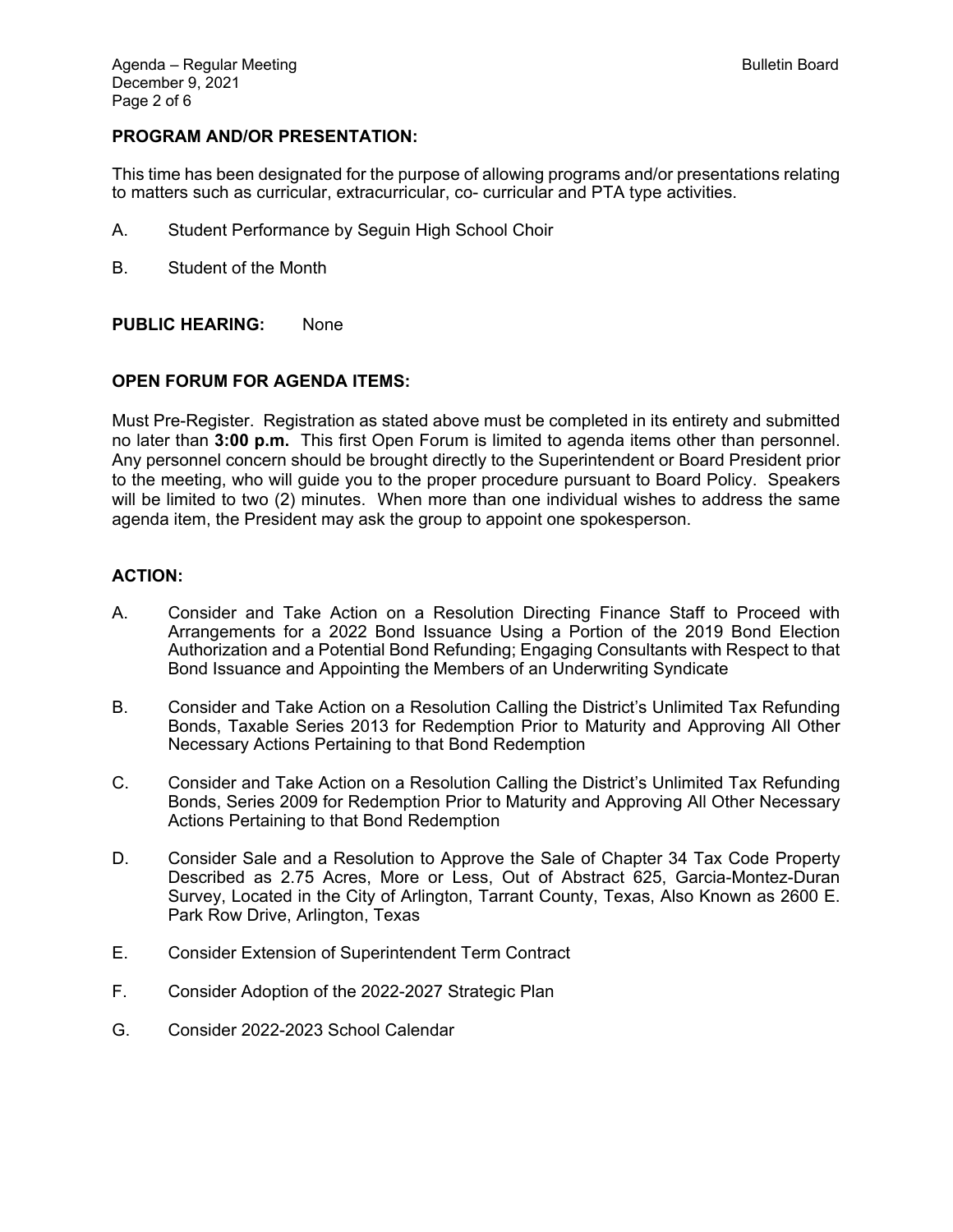**PROGRAM AND/OR PRESENTATION:**

This time has been designated for the purpose of allowing programs and/or presentations relating to matters such as curricular, extracurricular, co- curricular and PTA type activities.

A. Student Performance by Seguin High School Choir

B. Student of the Month

**PUBLIC HEARING:** None

**OPEN FORUM FOR AGENDA ITEMS:**

Must Pre-Register. Registration as stated above must be completed in its entirety and submitted no later than **3:00 p.m.** This first Open Forum is limited to agenda items other than personnel. Any personnel concern should be brought directly to the Superintendent or Board President prior to the meeting, who will guide you to the proper procedure pursuant to Board Policy. Speakers will be limited to two (2) minutes. When more than one individual wishes to address the same agenda item, the President may ask the group to appoint one spokesperson.

**ACTION:**

A. Consider and Take Action on a Resolution Directing Finance Staff to Proceed with Arrangements for a 2022 Bond Issuance Using a Portion of the 2019 Bond Election Authorization and a Potential Bond Refunding; Engaging Consultants with Respect to that Bond Issuance and Appointing the Members of an Underwriting Syndicate

B. Consider and Take Action on a Resolution Calling the District's Unlimited Tax Refunding Bonds, Taxable Series 2013 for Redemption Prior to Maturity and Approving All Other Necessary Actions Pertaining to that Bond Redemption

C. Consider and Take Action on a Resolution Calling the District's Unlimited Tax Refunding Bonds, Series 2009 for Redemption Prior to Maturity and Approving All Other Necessary Actions Pertaining to that Bond Redemption

D. Consider Sale and a Resolution to Approve the Sale of Chapter 34 Tax Code Property Described as 2.75 Acres, More or Less, Out of Abstract 625, Garcia-Montez-Duran Survey, Located in the City of Arlington, Tarrant County, Texas, Also Known as 2600 E. Park Row Drive, Arlington, Texas

E. Consider Extension of Superintendent Term Contract

F. Consider Adoption of the 2022-2027 Strategic Plan

G. Consider 2022-2023 School Calendar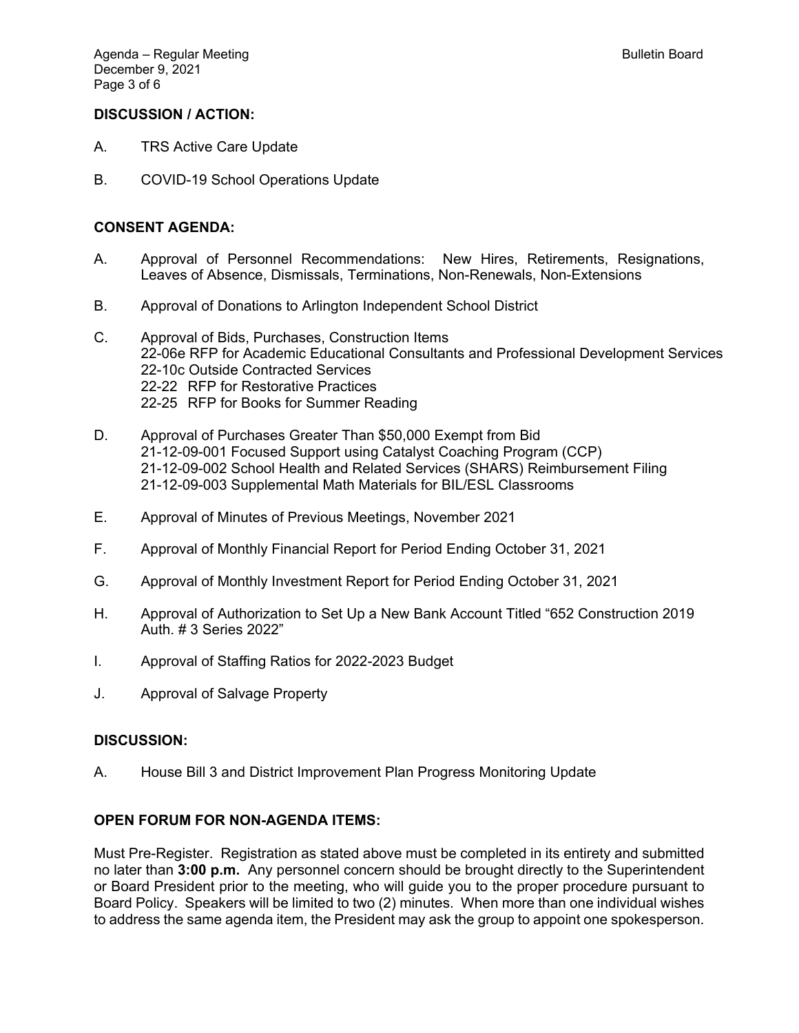## DISCUSSION / ACTION:

A. TRS Active Care Update

B. COVID-19 School Operations Update

## CONSENT AGENDA:

A. Approval of Personnel Recommendations: New Hires, Retirements, Resignations, Leaves of Absence, Dismissals, Terminations, Non-Renewals, Non-Extensions

B. Approval of Donations to Arlington Independent School District

C. Approval of Bids, Purchases, Construction Items
   22-06e RFP for Academic Educational Consultants and Professional Development Services
   22-10c Outside Contracted Services
   22-22 RFP for Restorative Practices
   22-25 RFP for Books for Summer Reading

D. Approval of Purchases Greater Than $50,000 Exempt from Bid
   21-12-09-001 Focused Support using Catalyst Coaching Program (CCP)
   21-12-09-002 School Health and Related Services (SHARS) Reimbursement Filing
   21-12-09-003 Supplemental Math Materials for BIL/ESL Classrooms

E. Approval of Minutes of Previous Meetings, November 2021

F. Approval of Monthly Financial Report for Period Ending October 31, 2021

G. Approval of Monthly Investment Report for Period Ending October 31, 2021

H. Approval of Authorization to Set Up a New Bank Account Titled "652 Construction 2019 Auth. # 3 Series 2022"

I. Approval of Staffing Ratios for 2022-2023 Budget

J. Approval of Salvage Property

## DISCUSSION:

A. House Bill 3 and District Improvement Plan Progress Monitoring Update

## OPEN FORUM FOR NON-AGENDA ITEMS:

Must Pre-Register. Registration as stated above must be completed in its entirety and submitted no later than **3:00 p.m.** Any personnel concern should be brought directly to the Superintendent or Board President prior to the meeting, who will guide you to the proper procedure pursuant to Board Policy. Speakers will be limited to two (2) minutes. When more than one individual wishes to address the same agenda item, the President may ask the group to appoint one spokesperson.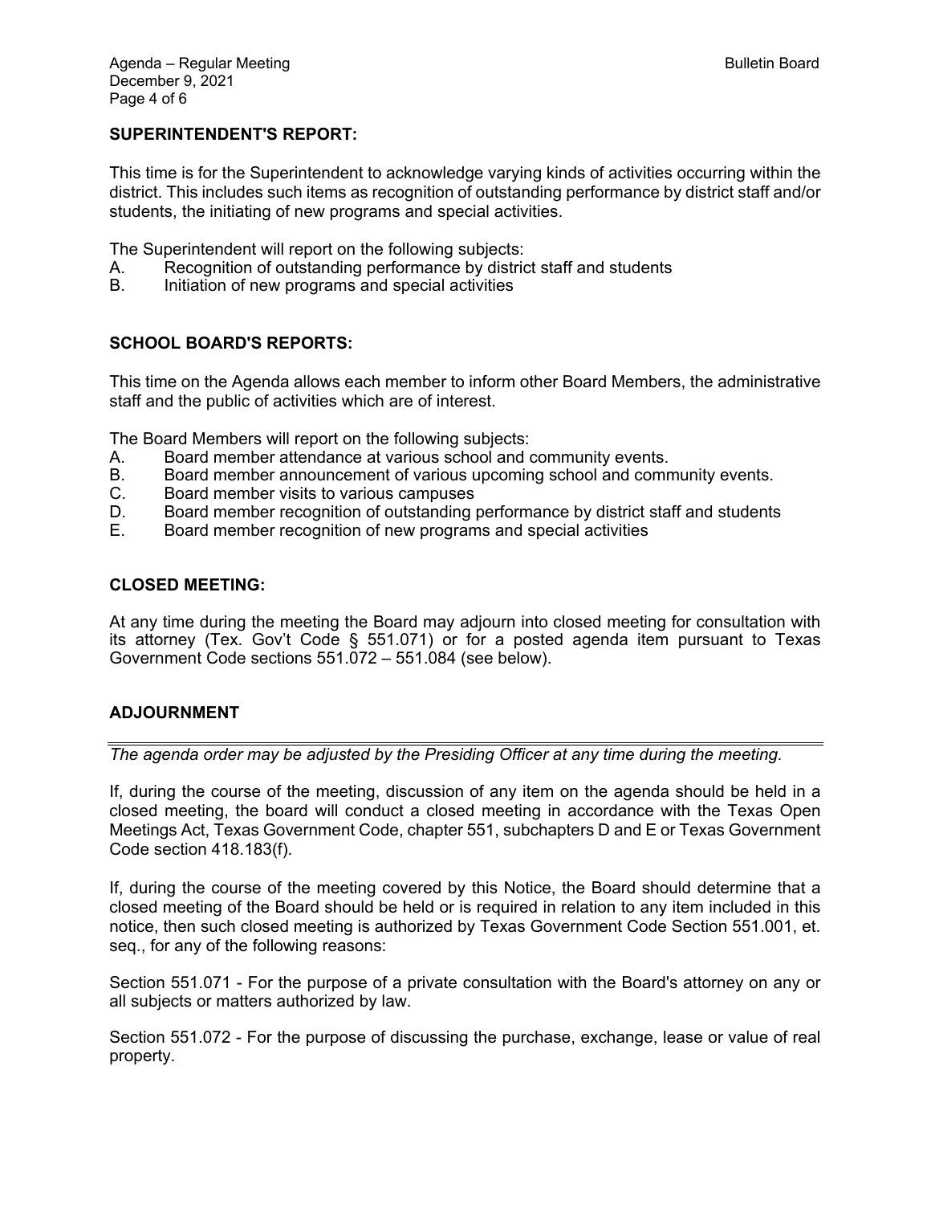## SUPERINTENDENT'S REPORT:

This time is for the Superintendent to acknowledge varying kinds of activities occurring within the district. This includes such items as recognition of outstanding performance by district staff and/or students, the initiating of new programs and special activities.

The Superintendent will report on the following subjects:

A. Recognition of outstanding performance by district staff and students
B. Initiation of new programs and special activities

## SCHOOL BOARD'S REPORTS:

This time on the Agenda allows each member to inform other Board Members, the administrative staff and the public of activities which are of interest.

The Board Members will report on the following subjects:

A. Board member attendance at various school and community events.
B. Board member announcement of various upcoming school and community events.
C. Board member visits to various campuses
D. Board member recognition of outstanding performance by district staff and students
E. Board member recognition of new programs and special activities

## CLOSED MEETING:

At any time during the meeting the Board may adjourn into closed meeting for consultation with its attorney (Tex. Gov't Code § 551.071) or for a posted agenda item pursuant to Texas Government Code sections 551.072 – 551.084 (see below).

## ADJOURNMENT

---

*The agenda order may be adjusted by the Presiding Officer at any time during the meeting.*

If, during the course of the meeting, discussion of any item on the agenda should be held in a closed meeting, the board will conduct a closed meeting in accordance with the Texas Open Meetings Act, Texas Government Code, chapter 551, subchapters D and E or Texas Government Code section 418.183(f).

If, during the course of the meeting covered by this Notice, the Board should determine that a closed meeting of the Board should be held or is required in relation to any item included in this notice, then such closed meeting is authorized by Texas Government Code Section 551.001, et. seq., for any of the following reasons:

Section 551.071 - For the purpose of a private consultation with the Board's attorney on any or all subjects or matters authorized by law.

Section 551.072 - For the purpose of discussing the purchase, exchange, lease or value of real property.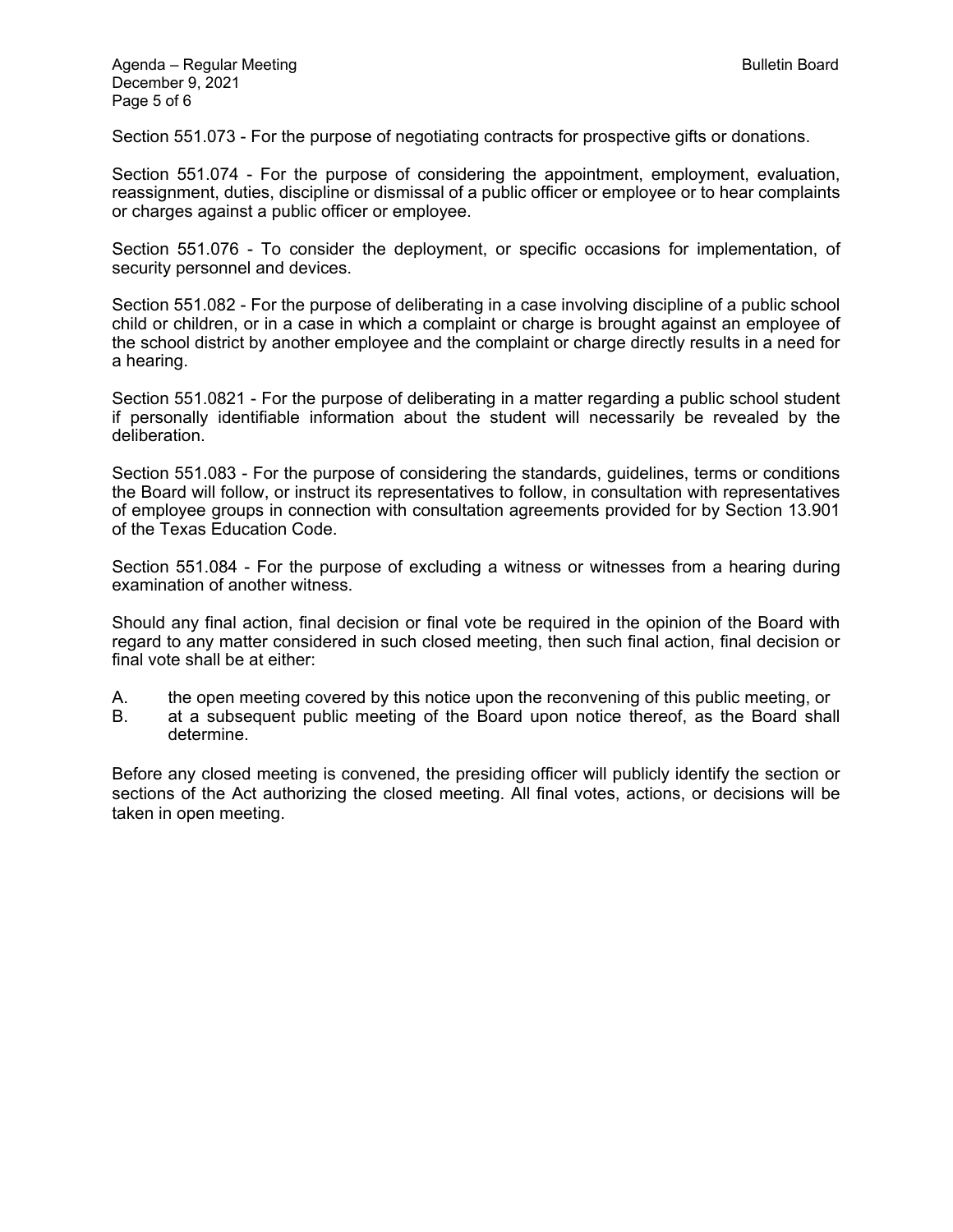Section 551.073 - For the purpose of negotiating contracts for prospective gifts or donations.

Section 551.074 - For the purpose of considering the appointment, employment, evaluation, reassignment, duties, discipline or dismissal of a public officer or employee or to hear complaints or charges against a public officer or employee.

Section 551.076 - To consider the deployment, or specific occasions for implementation, of security personnel and devices.

Section 551.082 - For the purpose of deliberating in a case involving discipline of a public school child or children, or in a case in which a complaint or charge is brought against an employee of the school district by another employee and the complaint or charge directly results in a need for a hearing.

Section 551.0821 - For the purpose of deliberating in a matter regarding a public school student if personally identifiable information about the student will necessarily be revealed by the deliberation.

Section 551.083 - For the purpose of considering the standards, guidelines, terms or conditions the Board will follow, or instruct its representatives to follow, in consultation with representatives of employee groups in connection with consultation agreements provided for by Section 13.901 of the Texas Education Code.

Section 551.084 - For the purpose of excluding a witness or witnesses from a hearing during examination of another witness.

Should any final action, final decision or final vote be required in the opinion of the Board with regard to any matter considered in such closed meeting, then such final action, final decision or final vote shall be at either:

A. the open meeting covered by this notice upon the reconvening of this public meeting, or
B. at a subsequent public meeting of the Board upon notice thereof, as the Board shall determine.

Before any closed meeting is convened, the presiding officer will publicly identify the section or sections of the Act authorizing the closed meeting. All final votes, actions, or decisions will be taken in open meeting.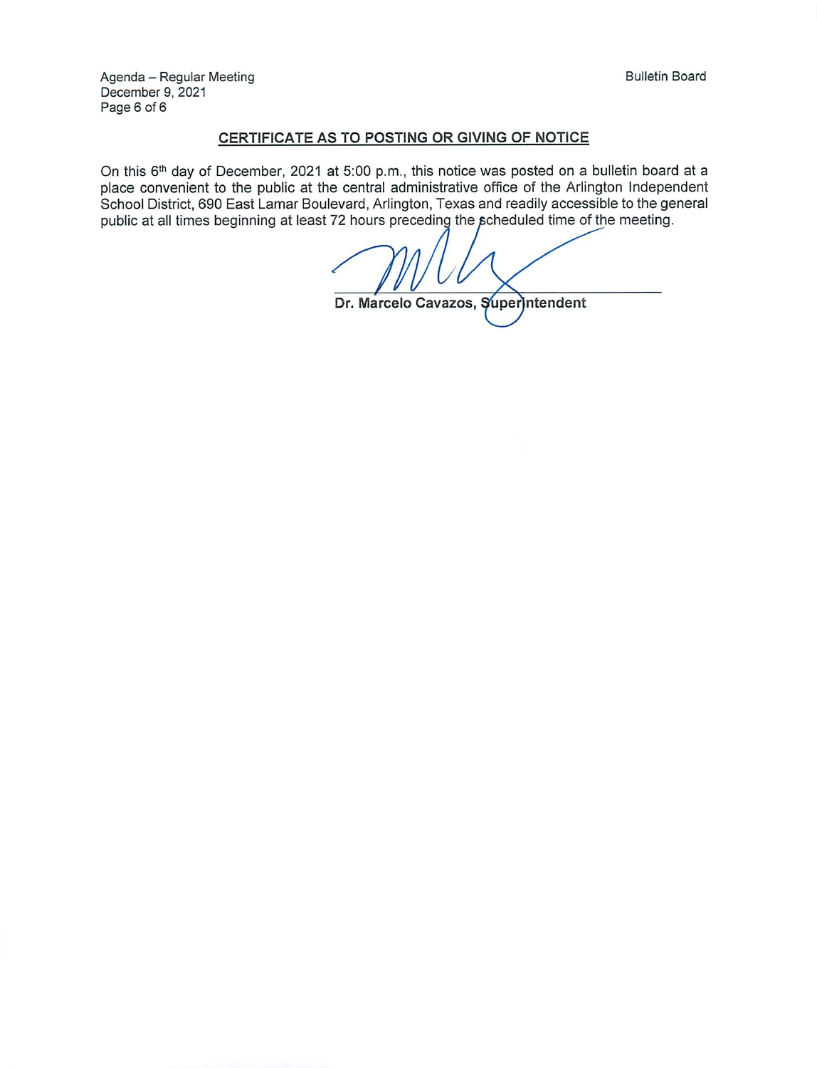## CERTIFICATE AS TO POSTING OR GIVING OF NOTICE

On this 6th day of December, 2021 at 5:00 p.m., this notice was posted on a bulletin board at a place convenient to the public at the central administrative office of the Arlington Independent School District, 690 East Lamar Boulevard, Arlington, Texas and readily accessible to the general public at all times beginning at least 72 hours preceding the scheduled time of the meeting.

**Dr. Marcelo Cavazos, Superintendent**